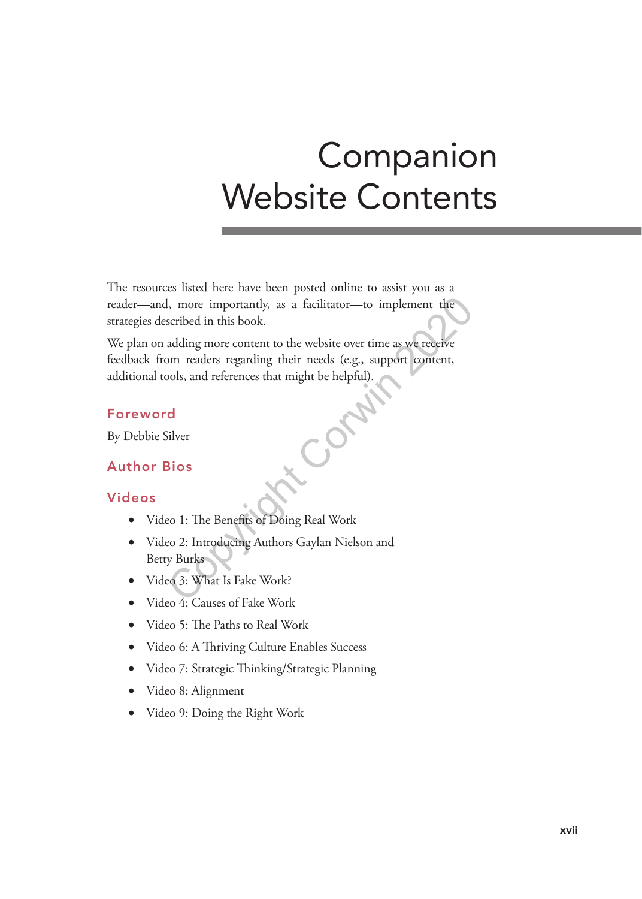# Companion Website Contents

The resources listed here have been posted online to assist you as a reader—and, more importantly, as a facilitator—to implement the strategies described in this book.

We plan on adding more content to the website over time as we receive feedback from readers regarding their needs (e.g., support content, additional tools, and references that might be helpful).

## Foreword

By Debbie Silver

## Author Bios

## Videos

- Video 1: The Benefits of Doing Real Work
- Video 2: Introducing Authors Gaylan Nielson and Betty Burks
- Video 3: What Is Fake Work?
- Video 4: Causes of Fake Work
- Video 5: The Paths to Real Work
- Video 6: A Thriving Culture Enables Success
- Video 7: Strategic Thinking/Strategic Planning
- Video 8: Alignment
- Video 9: Doing the Right Work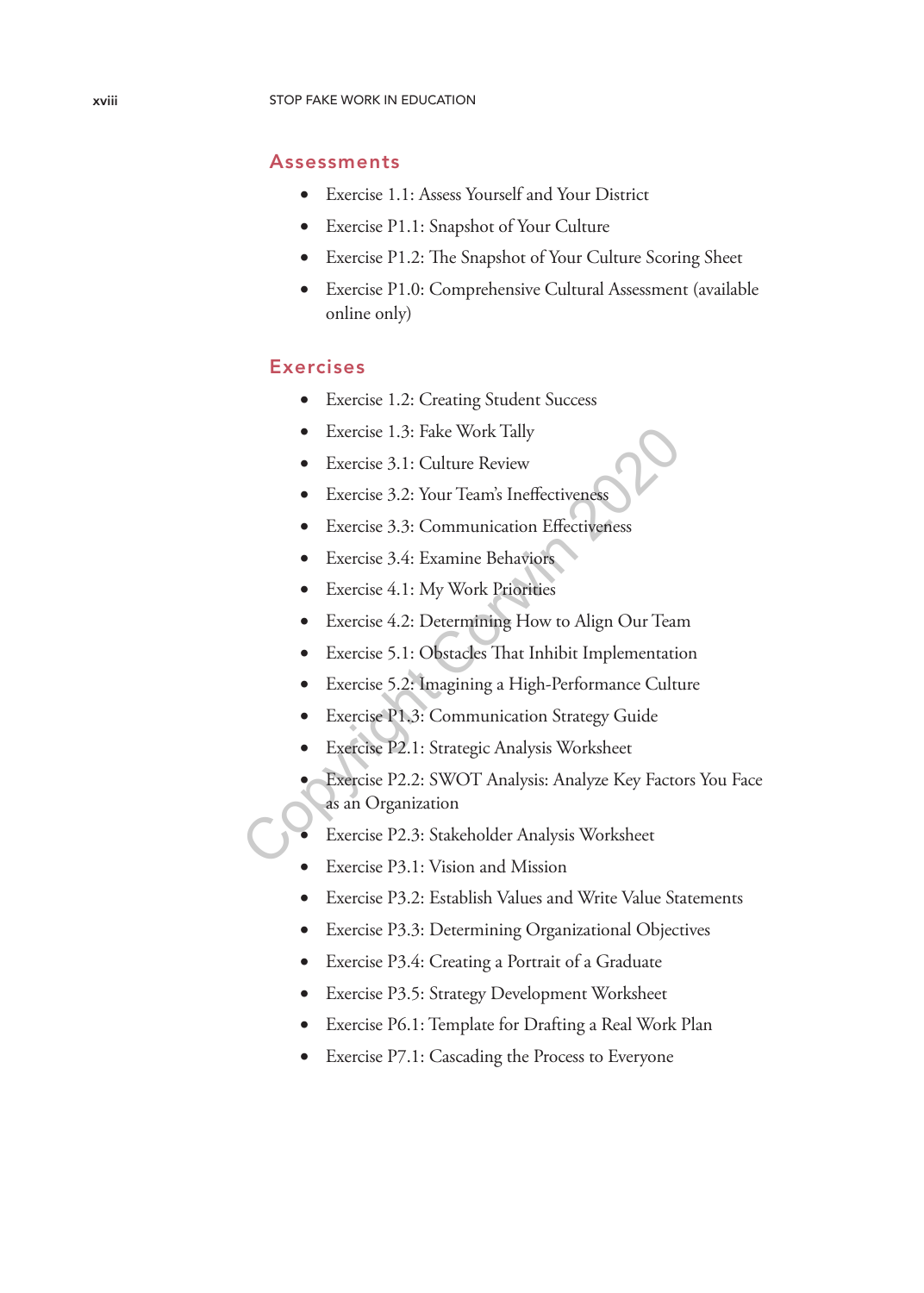## Assessments

- Exercise 1.1: Assess Yourself and Your District
- Exercise P1.1: Snapshot of Your Culture
- Exercise P1.2: The Snapshot of Your Culture Scoring Sheet
- Exercise P1.0: Comprehensive Cultural Assessment (available online only)

## Exercises

- Exercise 1.2: Creating Student Success
- Exercise 1.3: Fake Work Tally
- Exercise 3.1: Culture Review
- Exercise 3.2: Your Team's Ineffectiveness
- Exercise 3.3: Communication Effectiveness
- Exercise 3.4: Examine Behaviors
- Exercise 4.1: My Work Priorities
- Exercise 4.2: Determining How to Align Our Team
- Exercise 5.1: Obstacles That Inhibit Implementation
- Exercise 5.2: Imagining a High-Performance Culture
- Exercise P1.3: Communication Strategy Guide
- Exercise P2.1: Strategic Analysis Worksheet
- Exercise P2.2: SWOT Analysis: Analyze Key Factors You Face as an Organization
- Exercise P2.3: Stakeholder Analysis Worksheet
- Exercise P3.1: Vision and Mission
- Exercise P3.2: Establish Values and Write Value Statements
- Exercise P3.3: Determining Organizational Objectives
- Exercise P3.4: Creating a Portrait of a Graduate
- Exercise P3.5: Strategy Development Worksheet
- Exercise P6.1: Template for Drafting a Real Work Plan
- Exercise P7.1: Cascading the Process to Everyone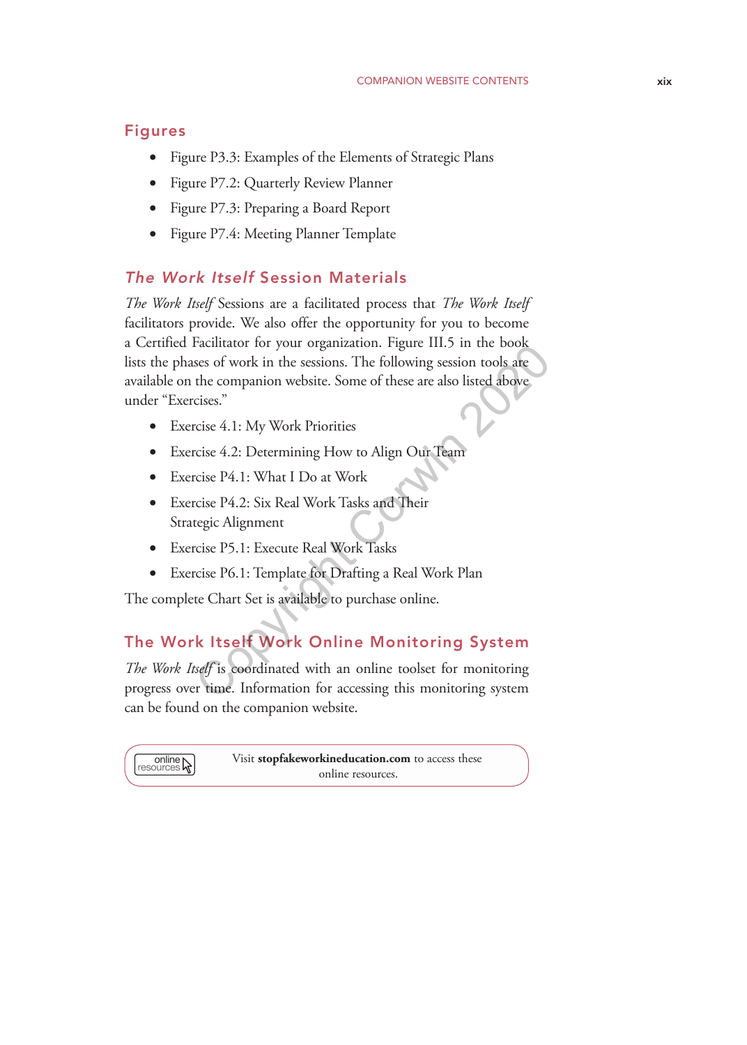## Figures

- Figure P3.3: Examples of the Elements of Strategic Plans
- Figure P7.2: Quarterly Review Planner
- Figure P7.3: Preparing a Board Report
- Figure P7.4: Meeting Planner Template

## *The Work Itself* Session Materials

*The Work Itself* Sessions are a facilitated process that *The Work Itself* facilitators provide. We also offer the opportunity for you to become a Certified Facilitator for your organization. Figure III.5 in the book lists the phases of work in the sessions. The following session tools are available on the companion website. Some of these are also listed above under "Exercises."

- Exercise 4.1: My Work Priorities
- Exercise 4.2: Determining How to Align Our Team
- Exercise P4.1: What I Do at Work
- Exercise P4.2: Six Real Work Tasks and Their Strategic Alignment
- Exercise P5.1: Execute Real Work Tasks
- Exercise P6.1: Template for Drafting a Real Work Plan

The complete Chart Set is available to purchase online.

## The Work Itself Work Online Monitoring System

*The Work Itself* is coordinated with an online toolset for monitoring progress over time. Information for accessing this monitoring system can be found on the companion website.

online resources — Visit **stopfakeworkineducation.com** to access these online resources.